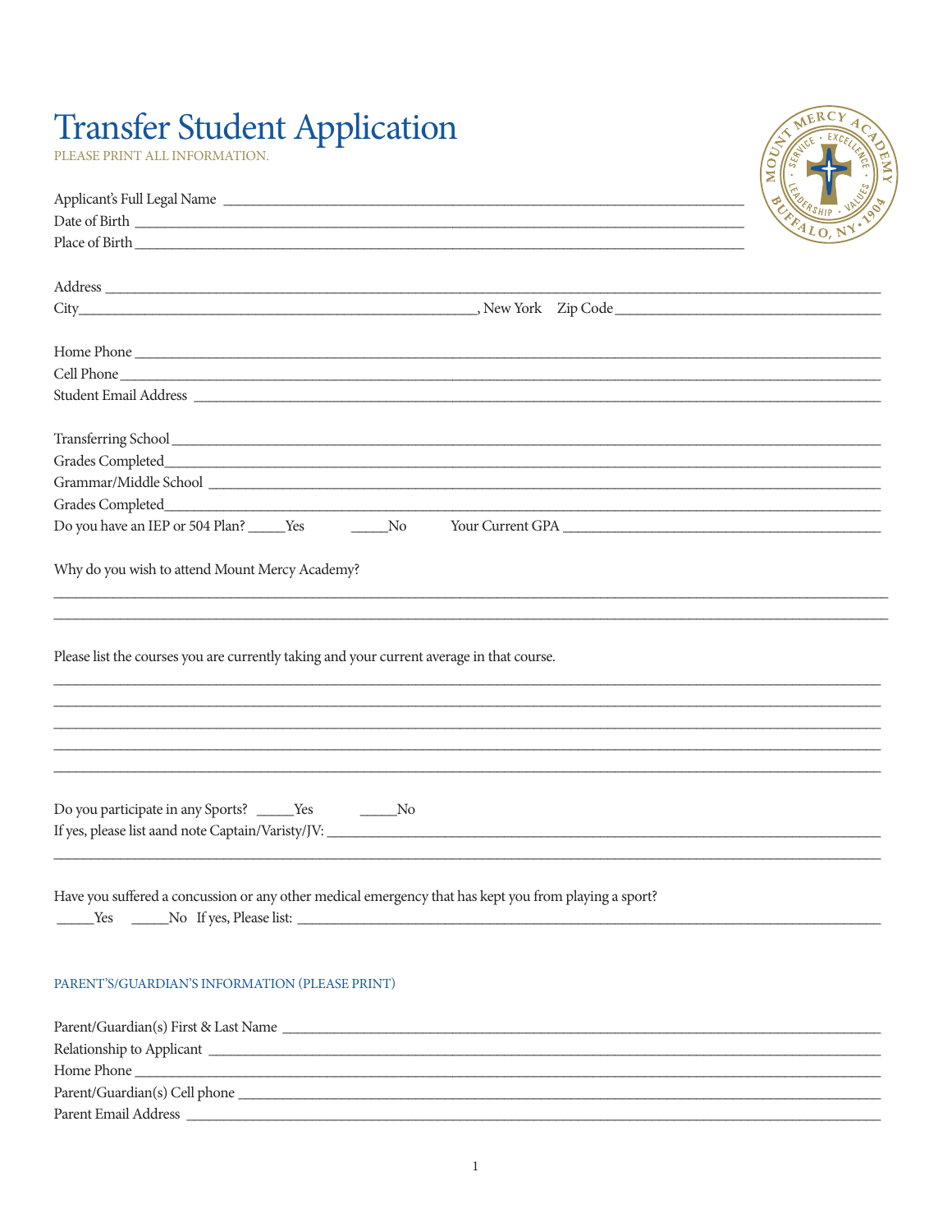# Transfer Student Application

PLEASE PRINT ALL INFORMATION.

Applicant's Full Legal Name ___________________________________________

Date of Birth ___________________________________________

Place of Birth ___________________________________________

Address ___________________________________________

City___________________________, New York Zip Code ___________________

Home Phone ___________________________________________

Cell Phone ___________________________________________

Student Email Address ___________________________________________

Transferring School ___________________________________________

Grades Completed___________________________________________

Grammar/Middle School ___________________________________________

Grades Completed___________________________________________

Do you have an IEP or 504 Plan? _____Yes _____No Your Current GPA ___________________

Why do you wish to attend Mount Mercy Academy?

___________________________________________

___________________________________________

Please list the courses you are currently taking and your current average in that course.

___________________________________________

___________________________________________

___________________________________________

___________________________________________

___________________________________________

Do you participate in any Sports? _____Yes _____No

If yes, please list aand note Captain/Varisty/JV: ___________________________________________

___________________________________________

Have you suffered a concussion or any other medical emergency that has kept you from playing a sport?

_____Yes _____No If yes, Please list: ___________________________________________

## PARENT'S/GUARDIAN'S INFORMATION (PLEASE PRINT)

Parent/Guardian(s) First & Last Name ___________________________________________

Relationship to Applicant ___________________________________________

Home Phone ___________________________________________

Parent/Guardian(s) Cell phone ___________________________________________

Parent Email Address ___________________________________________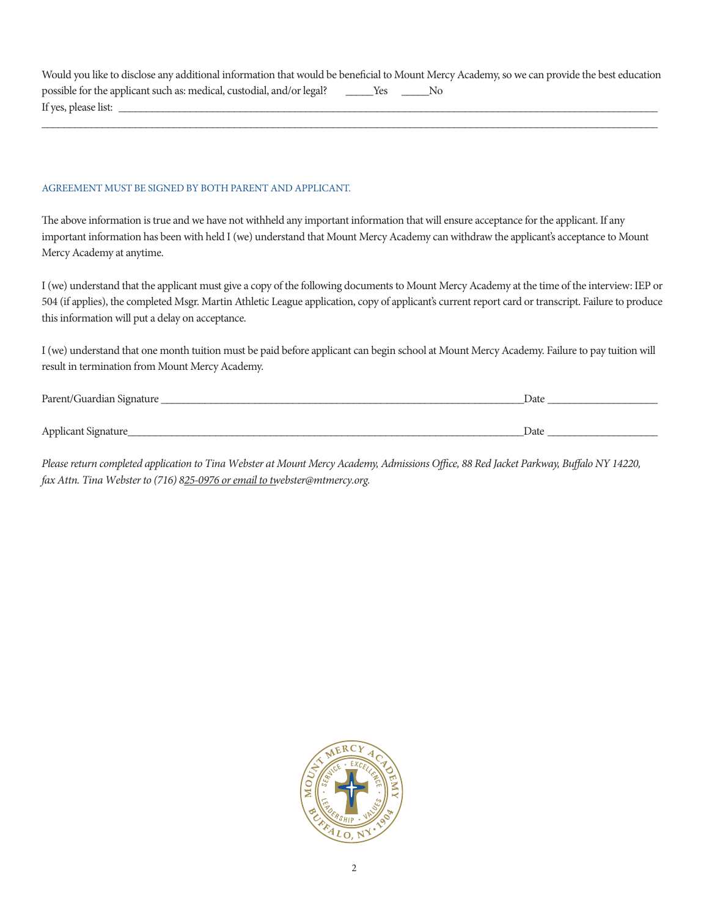Would you like to disclose any additional information that would be beneficial to Mount Mercy Academy, so we can provide the best education possible for the applicant such as: medical, custodial, and/or legal? _____Yes _____No

If yes, please list: ______________________________________________________________________________________________

______________________________________________________________________________________________________________

AGREEMENT MUST BE SIGNED BY BOTH PARENT AND APPLICANT.

The above information is true and we have not withheld any important information that will ensure acceptance for the applicant. If any important information has been with held I (we) understand that Mount Mercy Academy can withdraw the applicant's acceptance to Mount Mercy Academy at anytime.

I (we) understand that the applicant must give a copy of the following documents to Mount Mercy Academy at the time of the interview: IEP or 504 (if applies), the completed Msgr. Martin Athletic League application, copy of applicant's current report card or transcript. Failure to produce this information will put a delay on acceptance.

I (we) understand that one month tuition must be paid before applicant can begin school at Mount Mercy Academy. Failure to pay tuition will result in termination from Mount Mercy Academy.

Parent/Guardian Signature ______________________________________________________________________Date ____________________

Applicant Signature____________________________________________________________________________Date ____________________

*Please return completed application to Tina Webster at Mount Mercy Academy, Admissions Office, 88 Red Jacket Parkway, Buffalo NY 14220, fax Attn. Tina Webster to (716) 825-0976 or email to twebster@mtmercy.org.*

MOUNT MERCY ACADEMY · SERVICE · EXCELLENCE · LEADERSHIP · VALUES · BUFFALO, NY · 1904